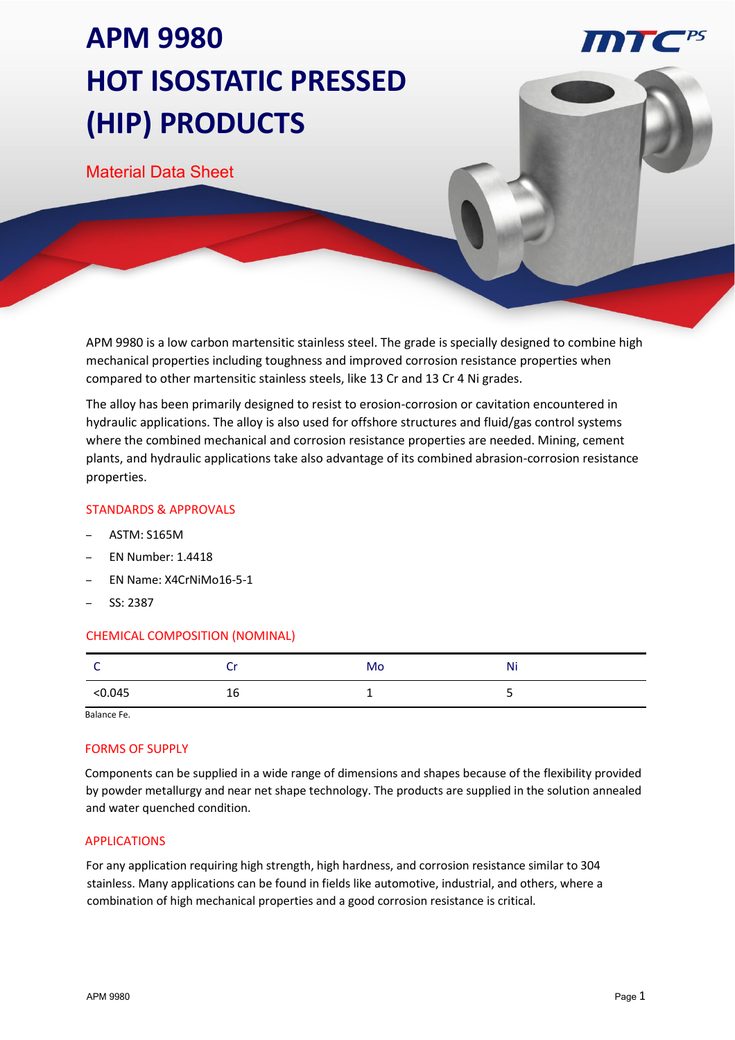# APM 9980 HOT ISOSTATIC PRESSED (HIP) PRODUCTS

Material Data Sheet

APM 9980 is a low carbon martensitic stainless steel. The grade is specially designed to combine high mechanical properties including toughness and improved corrosion resistance properties when compared to other martensitic stainless steels, like 13 Cr and 13 Cr 4 Ni grades.

The alloy has been primarily designed to resist to erosion-corrosion or cavitation encountered in hydraulic applications. The alloy is also used for offshore structures and fluid/gas control systems where the combined mechanical and corrosion resistance properties are needed. Mining, cement plants, and hydraulic applications take also advantage of its combined abrasion-corrosion resistance properties.

## STANDARDS & APPROVALS

- ASTM: S165M
- EN Number: 1.4418
- EN Name: X4CrNiMo16-5-1
- SS: 2387

## CHEMICAL COMPOSITION (NOMINAL)

| C | Cr | Mo | Ni |
|---|---|---|---|
| <0.045 | 16 | 1 | 5 |

Balance Fe.

## FORMS OF SUPPLY

Components can be supplied in a wide range of dimensions and shapes because of the flexibility provided by powder metallurgy and near net shape technology. The products are supplied in the solution annealed and water quenched condition.

## APPLICATIONS

For any application requiring high strength, high hardness, and corrosion resistance similar to 304 stainless. Many applications can be found in fields like automotive, industrial, and others, where a combination of high mechanical properties and a good corrosion resistance is critical.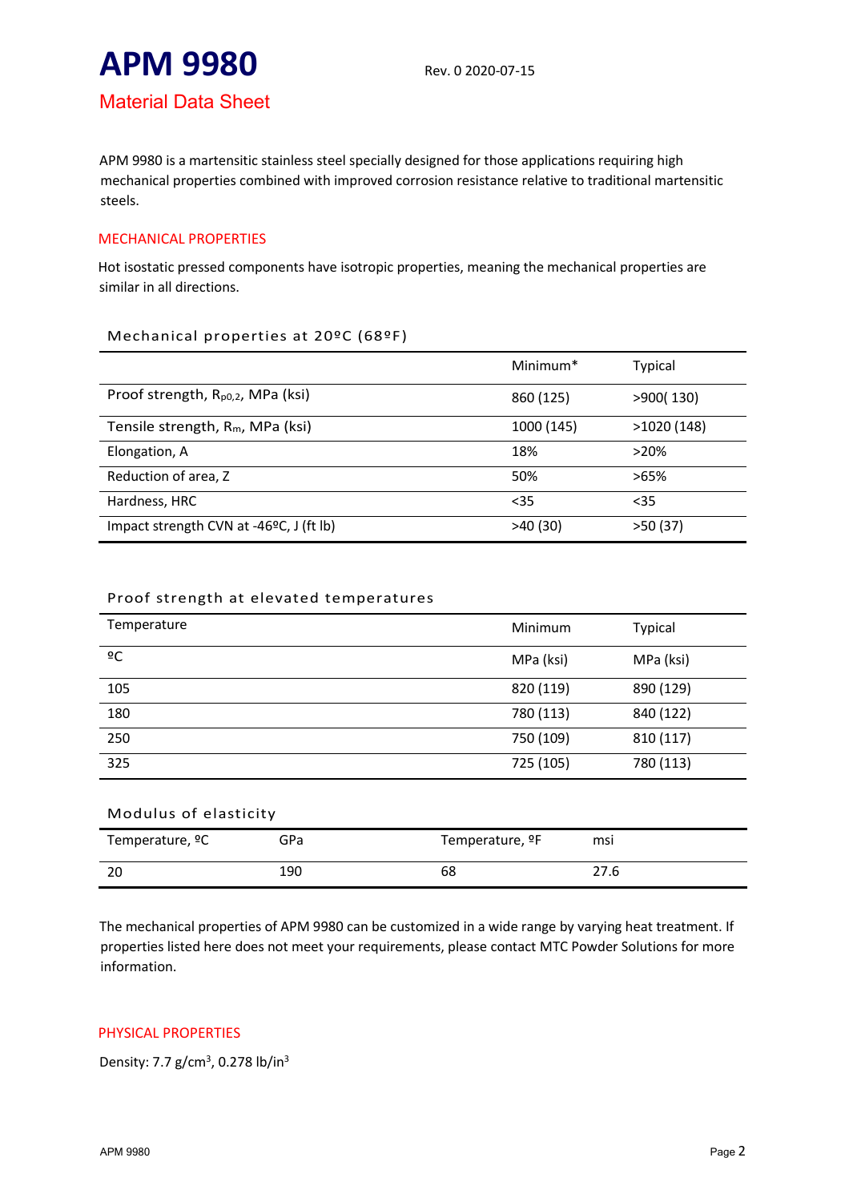# APM 9980

Rev. 0 2020-07-15

## Material Data Sheet

APM 9980 is a martensitic stainless steel specially designed for those applications requiring high mechanical properties combined with improved corrosion resistance relative to traditional martensitic steels.

### MECHANICAL PROPERTIES

Hot isostatic pressed components have isotropic properties, meaning the mechanical properties are similar in all directions.

#### Mechanical properties at 20ºC (68ºF)

| | Minimum* | Typical |
|---|---|---|
| Proof strength, $R_{p0,2}$, MPa (ksi) | 860 (125) | >900( 130) |
| Tensile strength, $R_m$, MPa (ksi) | 1000 (145) | >1020 (148) |
| Elongation, A | 18% | >20% |
| Reduction of area, Z | 50% | >65% |
| Hardness, HRC | <35 | <35 |
| Impact strength CVN at -46ºC, J (ft lb) | >40 (30) | >50 (37) |

#### Proof strength at elevated temperatures

| Temperature | Minimum | Typical |
|---|---|---|
| ºC | MPa (ksi) | MPa (ksi) |
| 105 | 820 (119) | 890 (129) |
| 180 | 780 (113) | 840 (122) |
| 250 | 750 (109) | 810 (117) |
| 325 | 725 (105) | 780 (113) |

#### Modulus of elasticity

| Temperature, ºC | GPa | Temperature, ºF | msi |
|---|---|---|---|
| 20 | 190 | 68 | 27.6 |

The mechanical properties of APM 9980 can be customized in a wide range by varying heat treatment. If properties listed here does not meet your requirements, please contact MTC Powder Solutions for more information.

### PHYSICAL PROPERTIES

Density: 7.7 g/cm$^3$, 0.278 lb/in$^3$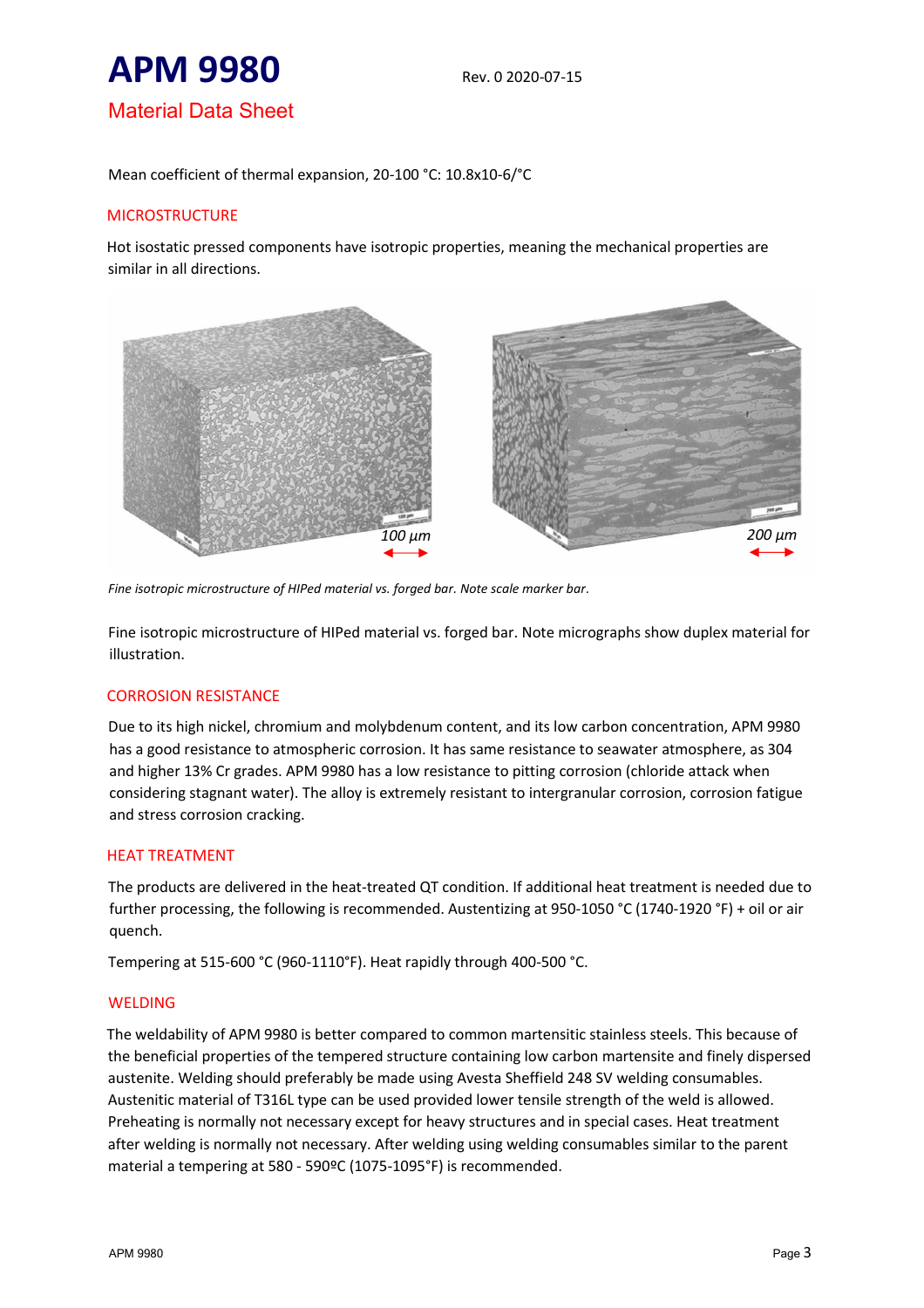Mean coefficient of thermal expansion, 20-100 °C: 10.8x10-6/°C

## MICROSTRUCTURE

Hot isostatic pressed components have isotropic properties, meaning the mechanical properties are similar in all directions.

*Fine isotropic microstructure of HIPed material vs. forged bar. Note scale marker bar.*

Fine isotropic microstructure of HIPed material vs. forged bar. Note micrographs show duplex material for illustration.

## CORROSION RESISTANCE

Due to its high nickel, chromium and molybdenum content, and its low carbon concentration, APM 9980 has a good resistance to atmospheric corrosion. It has same resistance to seawater atmosphere, as 304 and higher 13% Cr grades. APM 9980 has a low resistance to pitting corrosion (chloride attack when considering stagnant water). The alloy is extremely resistant to intergranular corrosion, corrosion fatigue and stress corrosion cracking.

## HEAT TREATMENT

The products are delivered in the heat-treated QT condition. If additional heat treatment is needed due to further processing, the following is recommended. Austentizing at 950-1050 °C (1740-1920 °F) + oil or air quench.

Tempering at 515-600 °C (960-1110°F). Heat rapidly through 400-500 °C.

## WELDING

The weldability of APM 9980 is better compared to common martensitic stainless steels. This because of the beneficial properties of the tempered structure containing low carbon martensite and finely dispersed austenite. Welding should preferably be made using Avesta Sheffield 248 SV welding consumables. Austenitic material of T316L type can be used provided lower tensile strength of the weld is allowed. Preheating is normally not necessary except for heavy structures and in special cases. Heat treatment after welding is normally not necessary. After welding using welding consumables similar to the parent material a tempering at 580 - 590ºC (1075-1095°F) is recommended.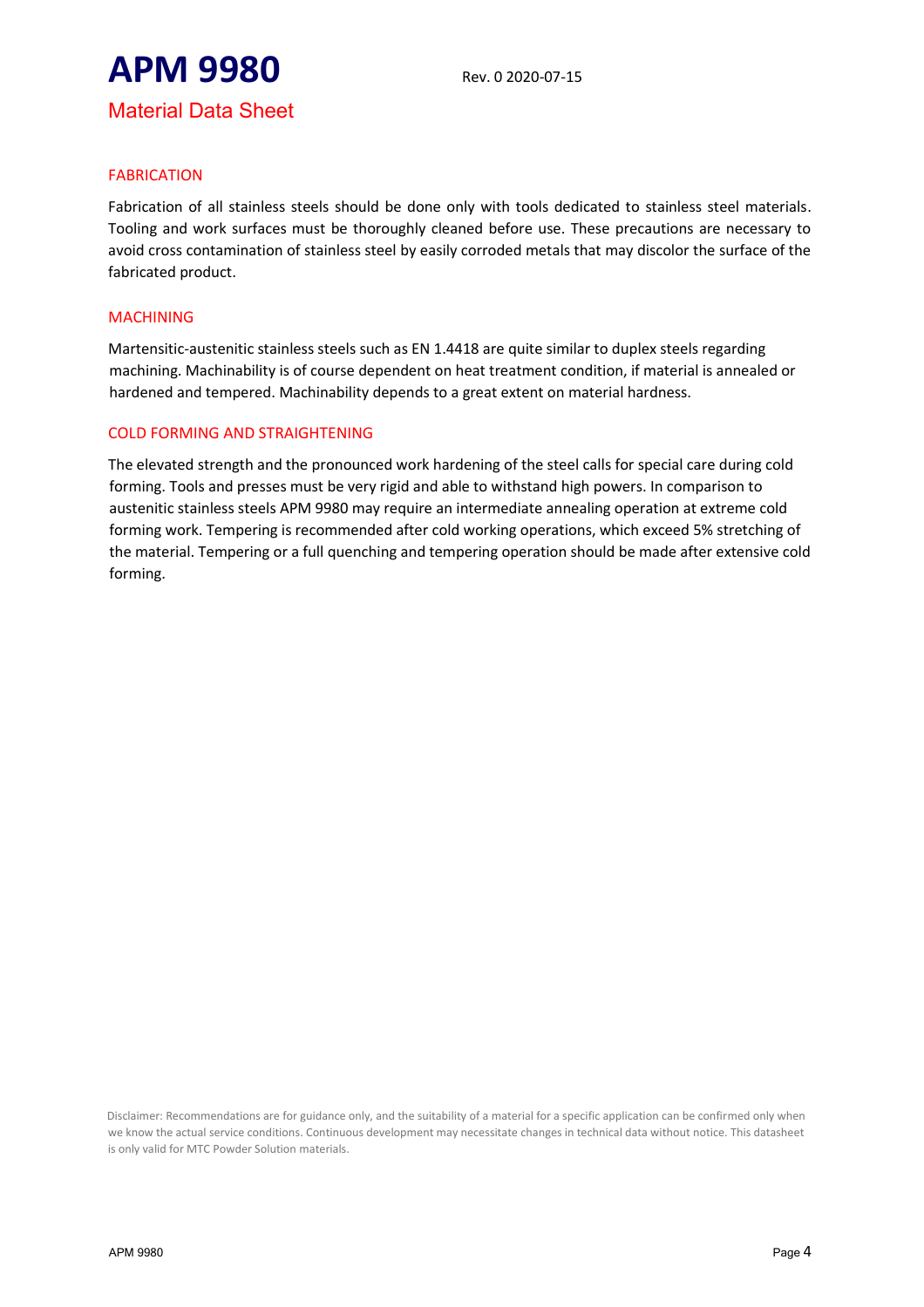## FABRICATION

Fabrication of all stainless steels should be done only with tools dedicated to stainless steel materials. Tooling and work surfaces must be thoroughly cleaned before use. These precautions are necessary to avoid cross contamination of stainless steel by easily corroded metals that may discolor the surface of the fabricated product.

## MACHINING

Martensitic-austenitic stainless steels such as EN 1.4418 are quite similar to duplex steels regarding machining. Machinability is of course dependent on heat treatment condition, if material is annealed or hardened and tempered. Machinability depends to a great extent on material hardness.

## COLD FORMING AND STRAIGHTENING

The elevated strength and the pronounced work hardening of the steel calls for special care during cold forming. Tools and presses must be very rigid and able to withstand high powers. In comparison to austenitic stainless steels APM 9980 may require an intermediate annealing operation at extreme cold forming work. Tempering is recommended after cold working operations, which exceed 5% stretching of the material. Tempering or a full quenching and tempering operation should be made after extensive cold forming.

Disclaimer: Recommendations are for guidance only, and the suitability of a material for a specific application can be confirmed only when we know the actual service conditions. Continuous development may necessitate changes in technical data without notice. This datasheet is only valid for MTC Powder Solution materials.